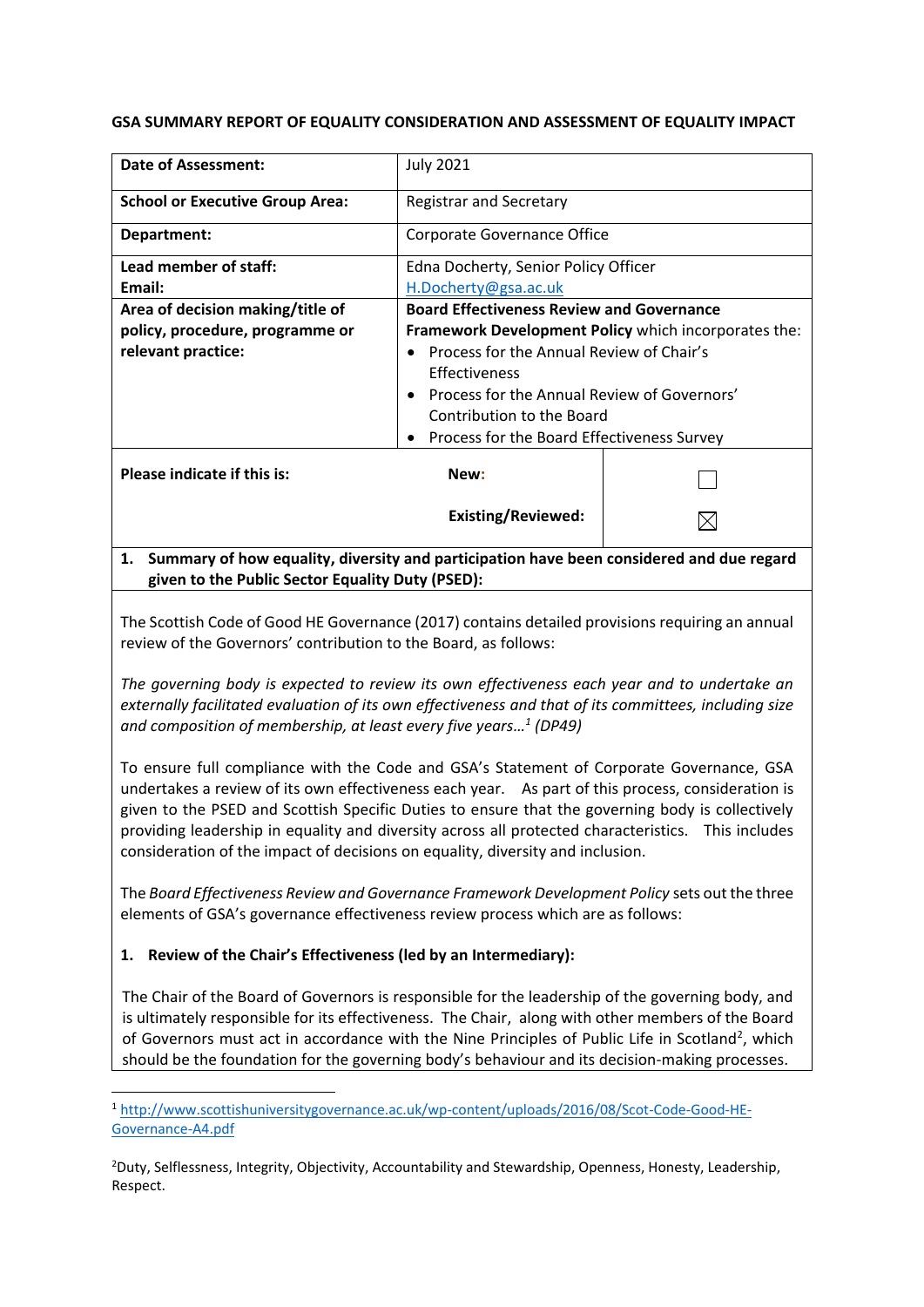**GSA SUMMARY REPORT OF EQUALITY CONSIDERATION AND ASSESSMENT OF EQUALITY IMPACT**

| | |
|---|---|
| **Date of Assessment:** | July 2021 |
| **School or Executive Group Area:** | Registrar and Secretary |
| **Department:** | Corporate Governance Office |
| **Lead member of staff:**<br>**Email:** | Edna Docherty, Senior Policy Officer<br>H.Docherty@gsa.ac.uk |
| **Area of decision making/title of policy, procedure, programme or relevant practice:** | **Board Effectiveness Review and Governance Framework Development Policy** which incorporates the:<br>• Process for the Annual Review of Chair's Effectiveness<br>• Process for the Annual Review of Governors' Contribution to the Board<br>• Process for the Board Effectiveness Survey |

| | | |
|---|---|---|
| **Please indicate if this is:** | **New:** | ☐ |
| | **Existing/Reviewed:** | ☒ |

**1. Summary of how equality, diversity and participation have been considered and due regard given to the Public Sector Equality Duty (PSED):**

The Scottish Code of Good HE Governance (2017) contains detailed provisions requiring an annual review of the Governors' contribution to the Board, as follows:

*The governing body is expected to review its own effectiveness each year and to undertake an externally facilitated evaluation of its own effectiveness and that of its committees, including size and composition of membership, at least every five years…*[1] *(DP49)*

To ensure full compliance with the Code and GSA's Statement of Corporate Governance, GSA undertakes a review of its own effectiveness each year. As part of this process, consideration is given to the PSED and Scottish Specific Duties to ensure that the governing body is collectively providing leadership in equality and diversity across all protected characteristics. This includes consideration of the impact of decisions on equality, diversity and inclusion.

The *Board Effectiveness Review and Governance Framework Development Policy* sets out the three elements of GSA's governance effectiveness review process which are as follows:

**1. Review of the Chair's Effectiveness (led by an Intermediary):**

The Chair of the Board of Governors is responsible for the leadership of the governing body, and is ultimately responsible for its effectiveness. The Chair, along with other members of the Board of Governors must act in accordance with the Nine Principles of Public Life in Scotland[2], which should be the foundation for the governing body's behaviour and its decision-making processes.

[1] http://www.scottishuniversitygovernance.ac.uk/wp-content/uploads/2016/08/Scot-Code-Good-HE-Governance-A4.pdf

[2] Duty, Selflessness, Integrity, Objectivity, Accountability and Stewardship, Openness, Honesty, Leadership, Respect.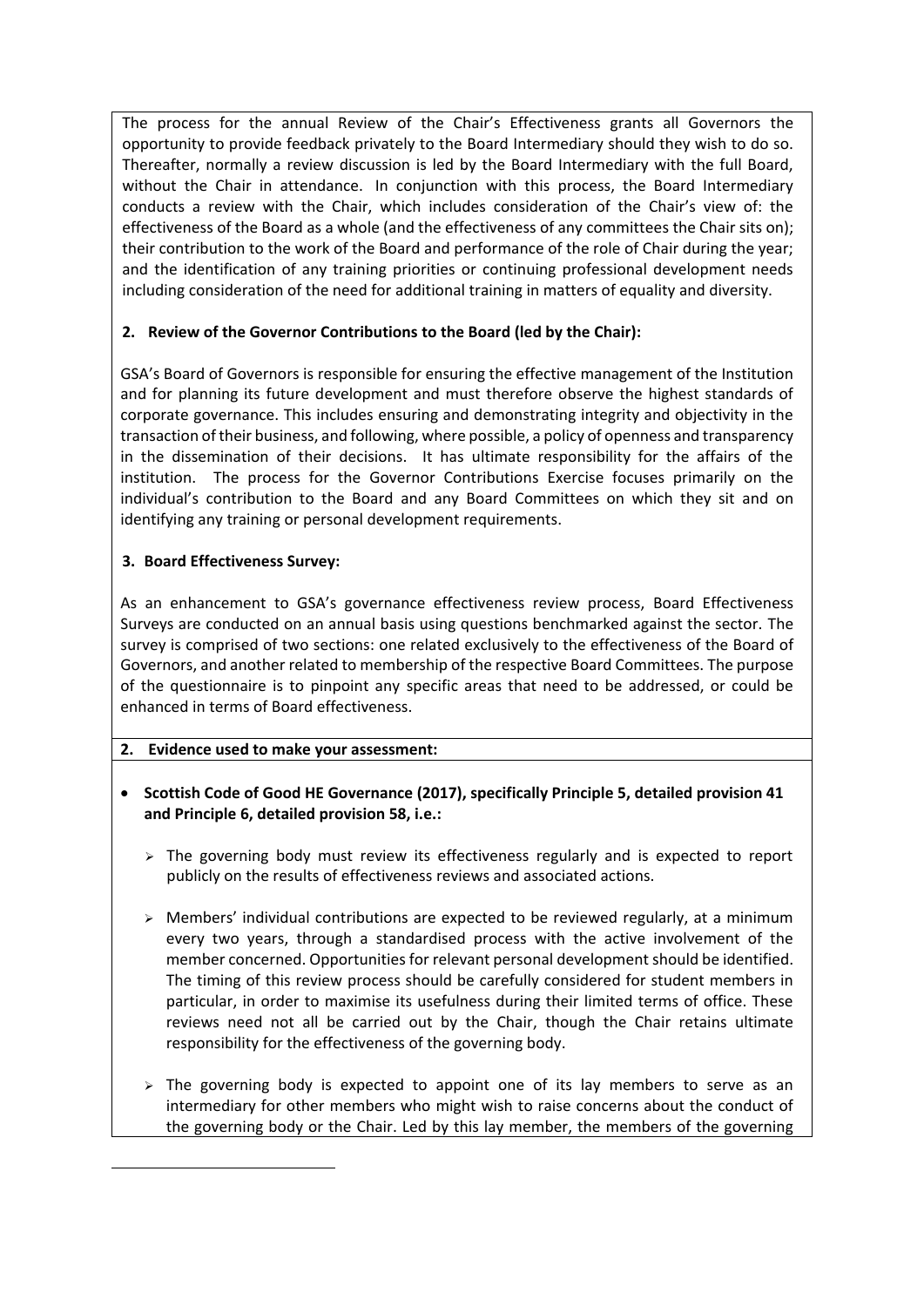The process for the annual Review of the Chair's Effectiveness grants all Governors the opportunity to provide feedback privately to the Board Intermediary should they wish to do so. Thereafter, normally a review discussion is led by the Board Intermediary with the full Board, without the Chair in attendance. In conjunction with this process, the Board Intermediary conducts a review with the Chair, which includes consideration of the Chair's view of: the effectiveness of the Board as a whole (and the effectiveness of any committees the Chair sits on); their contribution to the work of the Board and performance of the role of Chair during the year; and the identification of any training priorities or continuing professional development needs including consideration of the need for additional training in matters of equality and diversity.

**2. Review of the Governor Contributions to the Board (led by the Chair):**

GSA's Board of Governors is responsible for ensuring the effective management of the Institution and for planning its future development and must therefore observe the highest standards of corporate governance. This includes ensuring and demonstrating integrity and objectivity in the transaction of their business, and following, where possible, a policy of openness and transparency in the dissemination of their decisions. It has ultimate responsibility for the affairs of the institution. The process for the Governor Contributions Exercise focuses primarily on the individual's contribution to the Board and any Board Committees on which they sit and on identifying any training or personal development requirements.

**3. Board Effectiveness Survey:**

As an enhancement to GSA's governance effectiveness review process, Board Effectiveness Surveys are conducted on an annual basis using questions benchmarked against the sector. The survey is comprised of two sections: one related exclusively to the effectiveness of the Board of Governors, and another related to membership of the respective Board Committees. The purpose of the questionnaire is to pinpoint any specific areas that need to be addressed, or could be enhanced in terms of Board effectiveness.

**2. Evidence used to make your assessment:**

- **Scottish Code of Good HE Governance (2017), specifically Principle 5, detailed provision 41 and Principle 6, detailed provision 58, i.e.:**
  - The governing body must review its effectiveness regularly and is expected to report publicly on the results of effectiveness reviews and associated actions.
  - Members' individual contributions are expected to be reviewed regularly, at a minimum every two years, through a standardised process with the active involvement of the member concerned. Opportunities for relevant personal development should be identified. The timing of this review process should be carefully considered for student members in particular, in order to maximise its usefulness during their limited terms of office. These reviews need not all be carried out by the Chair, though the Chair retains ultimate responsibility for the effectiveness of the governing body.
  - The governing body is expected to appoint one of its lay members to serve as an intermediary for other members who might wish to raise concerns about the conduct of the governing body or the Chair. Led by this lay member, the members of the governing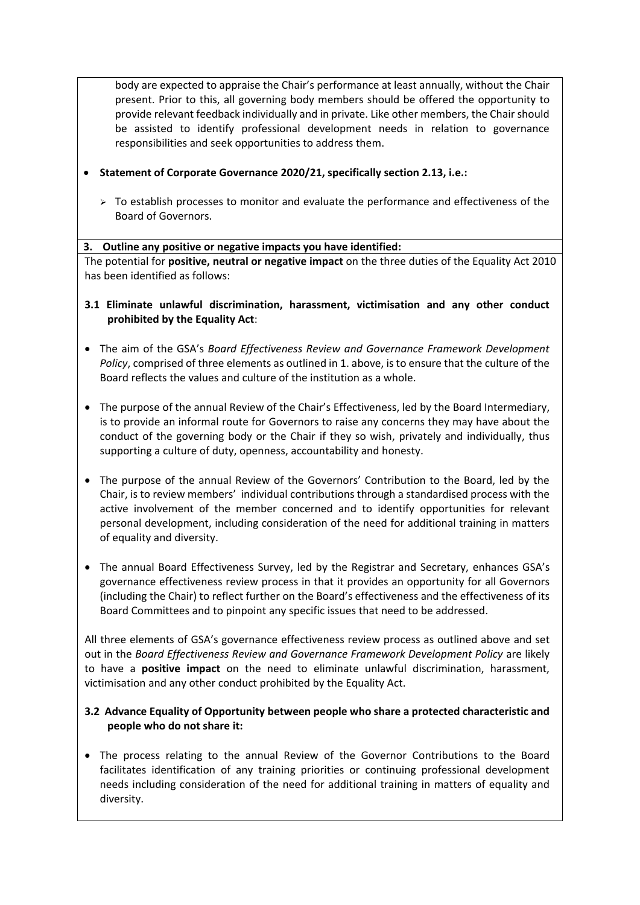body are expected to appraise the Chair's performance at least annually, without the Chair present. Prior to this, all governing body members should be offered the opportunity to provide relevant feedback individually and in private. Like other members, the Chair should be assisted to identify professional development needs in relation to governance responsibilities and seek opportunities to address them.

- **Statement of Corporate Governance 2020/21, specifically section 2.13, i.e.:**
  - To establish processes to monitor and evaluate the performance and effectiveness of the Board of Governors.

**3. Outline any positive or negative impacts you have identified:**

The potential for **positive, neutral or negative impact** on the three duties of the Equality Act 2010 has been identified as follows:

**3.1 Eliminate unlawful discrimination, harassment, victimisation and any other conduct prohibited by the Equality Act**:

- The aim of the GSA's *Board Effectiveness Review and Governance Framework Development Policy*, comprised of three elements as outlined in 1. above, is to ensure that the culture of the Board reflects the values and culture of the institution as a whole.
- The purpose of the annual Review of the Chair's Effectiveness, led by the Board Intermediary, is to provide an informal route for Governors to raise any concerns they may have about the conduct of the governing body or the Chair if they so wish, privately and individually, thus supporting a culture of duty, openness, accountability and honesty.
- The purpose of the annual Review of the Governors' Contribution to the Board, led by the Chair, is to review members' individual contributions through a standardised process with the active involvement of the member concerned and to identify opportunities for relevant personal development, including consideration of the need for additional training in matters of equality and diversity.
- The annual Board Effectiveness Survey, led by the Registrar and Secretary, enhances GSA's governance effectiveness review process in that it provides an opportunity for all Governors (including the Chair) to reflect further on the Board's effectiveness and the effectiveness of its Board Committees and to pinpoint any specific issues that need to be addressed.

All three elements of GSA's governance effectiveness review process as outlined above and set out in the *Board Effectiveness Review and Governance Framework Development Policy* are likely to have a **positive impact** on the need to eliminate unlawful discrimination, harassment, victimisation and any other conduct prohibited by the Equality Act.

**3.2 Advance Equality of Opportunity between people who share a protected characteristic and people who do not share it:**

- The process relating to the annual Review of the Governor Contributions to the Board facilitates identification of any training priorities or continuing professional development needs including consideration of the need for additional training in matters of equality and diversity.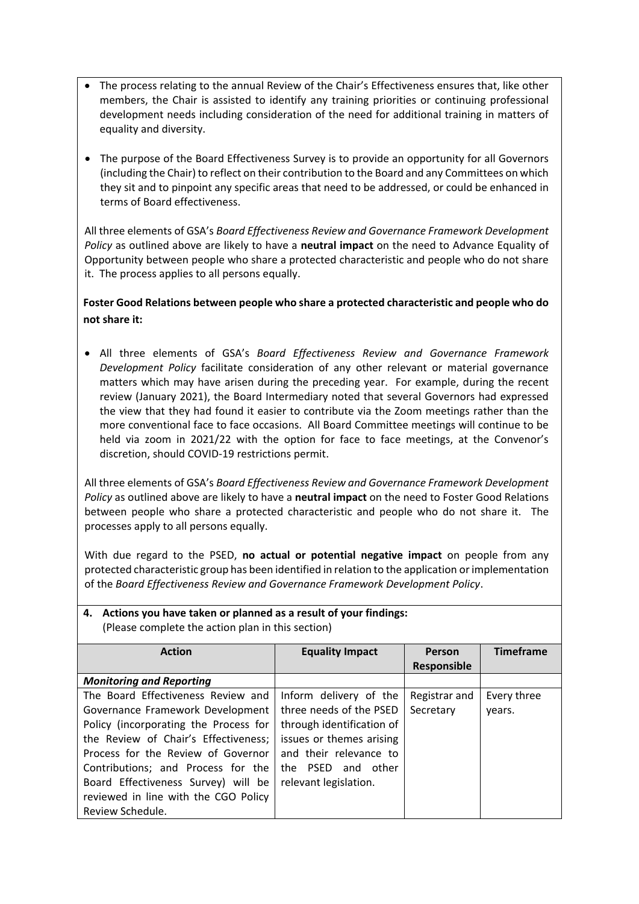- The process relating to the annual Review of the Chair's Effectiveness ensures that, like other members, the Chair is assisted to identify any training priorities or continuing professional development needs including consideration of the need for additional training in matters of equality and diversity.

- The purpose of the Board Effectiveness Survey is to provide an opportunity for all Governors (including the Chair) to reflect on their contribution to the Board and any Committees on which they sit and to pinpoint any specific areas that need to be addressed, or could be enhanced in terms of Board effectiveness.

All three elements of GSA's *Board Effectiveness Review and Governance Framework Development Policy* as outlined above are likely to have a **neutral impact** on the need to Advance Equality of Opportunity between people who share a protected characteristic and people who do not share it. The process applies to all persons equally.

**Foster Good Relations between people who share a protected characteristic and people who do not share it:**

- All three elements of GSA's *Board Effectiveness Review and Governance Framework Development Policy* facilitate consideration of any other relevant or material governance matters which may have arisen during the preceding year. For example, during the recent review (January 2021), the Board Intermediary noted that several Governors had expressed the view that they had found it easier to contribute via the Zoom meetings rather than the more conventional face to face occasions. All Board Committee meetings will continue to be held via zoom in 2021/22 with the option for face to face meetings, at the Convenor's discretion, should COVID-19 restrictions permit.

All three elements of GSA's *Board Effectiveness Review and Governance Framework Development Policy* as outlined above are likely to have a **neutral impact** on the need to Foster Good Relations between people who share a protected characteristic and people who do not share it. The processes apply to all persons equally.

With due regard to the PSED, **no actual or potential negative impact** on people from any protected characteristic group has been identified in relation to the application or implementation of the *Board Effectiveness Review and Governance Framework Development Policy*.

**4. Actions you have taken or planned as a result of your findings:**
(Please complete the action plan in this section)

| Action | Equality Impact | Person Responsible | Timeframe |
|---|---|---|---|
| ***Monitoring and Reporting*** | | | |
| The Board Effectiveness Review and Governance Framework Development Policy (incorporating the Process for the Review of Chair's Effectiveness; Process for the Review of Governor Contributions; and Process for the Board Effectiveness Survey) will be reviewed in line with the CGO Policy Review Schedule. | Inform delivery of the three needs of the PSED through identification of issues or themes arising and their relevance to the PSED and other relevant legislation. | Registrar and Secretary | Every three years. |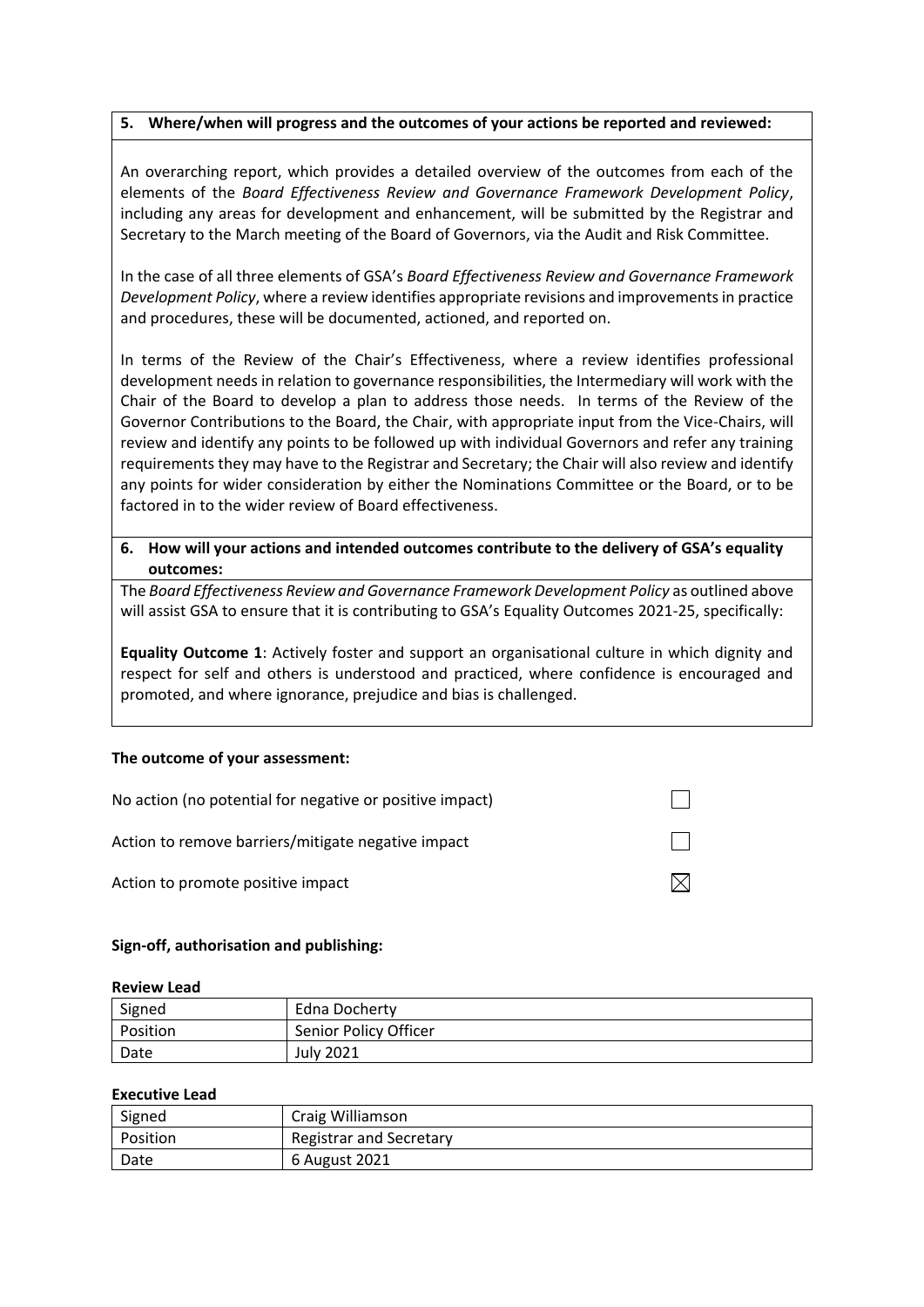**5. Where/when will progress and the outcomes of your actions be reported and reviewed:**

An overarching report, which provides a detailed overview of the outcomes from each of the elements of the *Board Effectiveness Review and Governance Framework Development Policy*, including any areas for development and enhancement, will be submitted by the Registrar and Secretary to the March meeting of the Board of Governors, via the Audit and Risk Committee.

In the case of all three elements of GSA's *Board Effectiveness Review and Governance Framework Development Policy*, where a review identifies appropriate revisions and improvements in practice and procedures, these will be documented, actioned, and reported on.

In terms of the Review of the Chair's Effectiveness, where a review identifies professional development needs in relation to governance responsibilities, the Intermediary will work with the Chair of the Board to develop a plan to address those needs. In terms of the Review of the Governor Contributions to the Board, the Chair, with appropriate input from the Vice-Chairs, will review and identify any points to be followed up with individual Governors and refer any training requirements they may have to the Registrar and Secretary; the Chair will also review and identify any points for wider consideration by either the Nominations Committee or the Board, or to be factored in to the wider review of Board effectiveness.

**6. How will your actions and intended outcomes contribute to the delivery of GSA's equality outcomes:**

The *Board Effectiveness Review and Governance Framework Development Policy* as outlined above will assist GSA to ensure that it is contributing to GSA's Equality Outcomes 2021-25, specifically:

**Equality Outcome 1**: Actively foster and support an organisational culture in which dignity and respect for self and others is understood and practiced, where confidence is encouraged and promoted, and where ignorance, prejudice and bias is challenged.

**The outcome of your assessment:**

| | |
|---|---|
| No action (no potential for negative or positive impact) | ☐ |
| Action to remove barriers/mitigate negative impact | ☐ |
| Action to promote positive impact | ☒ |

**Sign-off, authorisation and publishing:**

**Review Lead**

| | |
|---|---|
| Signed | Edna Docherty |
| Position | Senior Policy Officer |
| Date | July 2021 |

**Executive Lead**

| | |
|---|---|
| Signed | Craig Williamson |
| Position | Registrar and Secretary |
| Date | 6 August 2021 |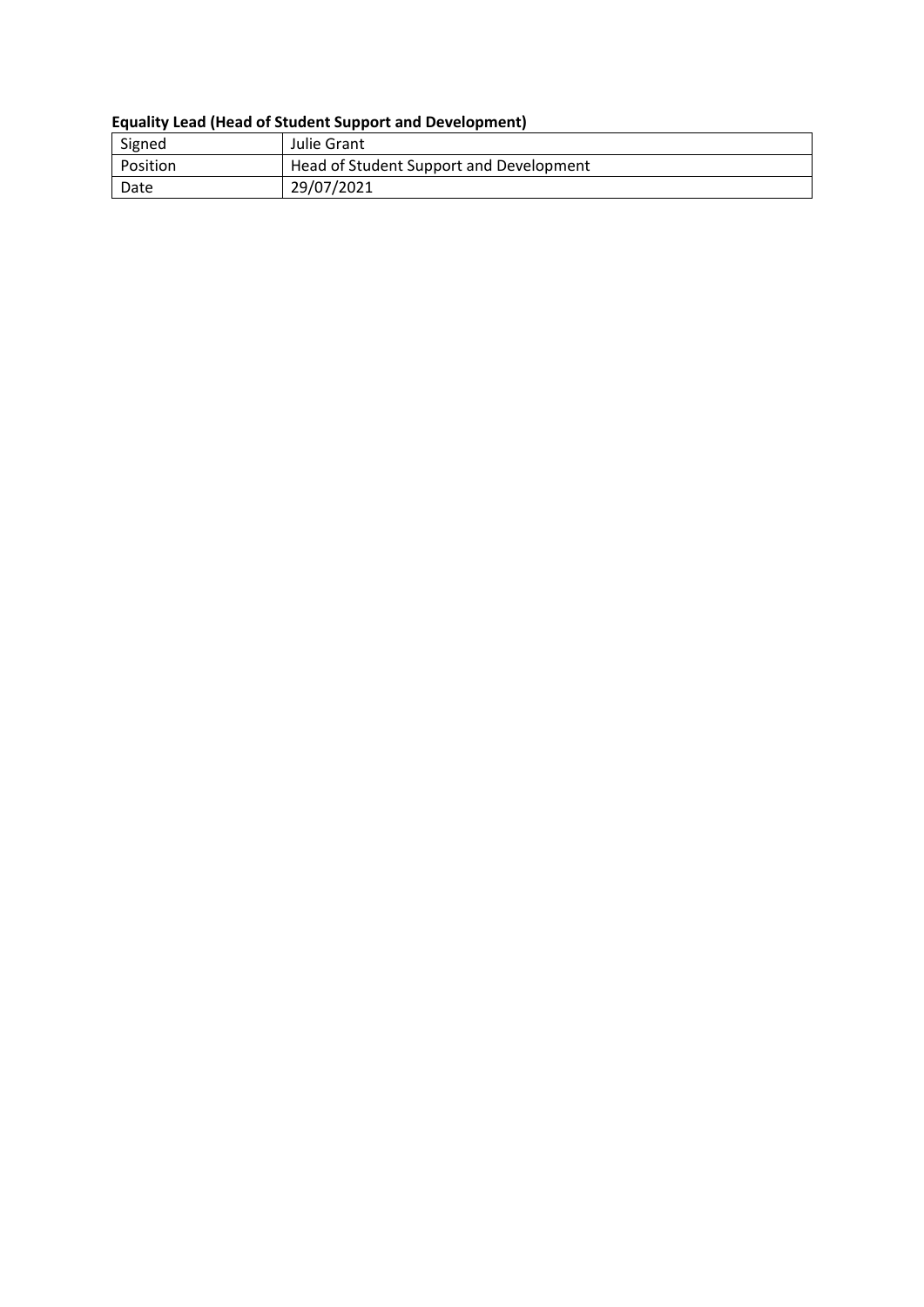**Equality Lead (Head of Student Support and Development)**

| | |
|---|---|
| Signed | Julie Grant |
| Position | Head of Student Support and Development |
| Date | 29/07/2021 |